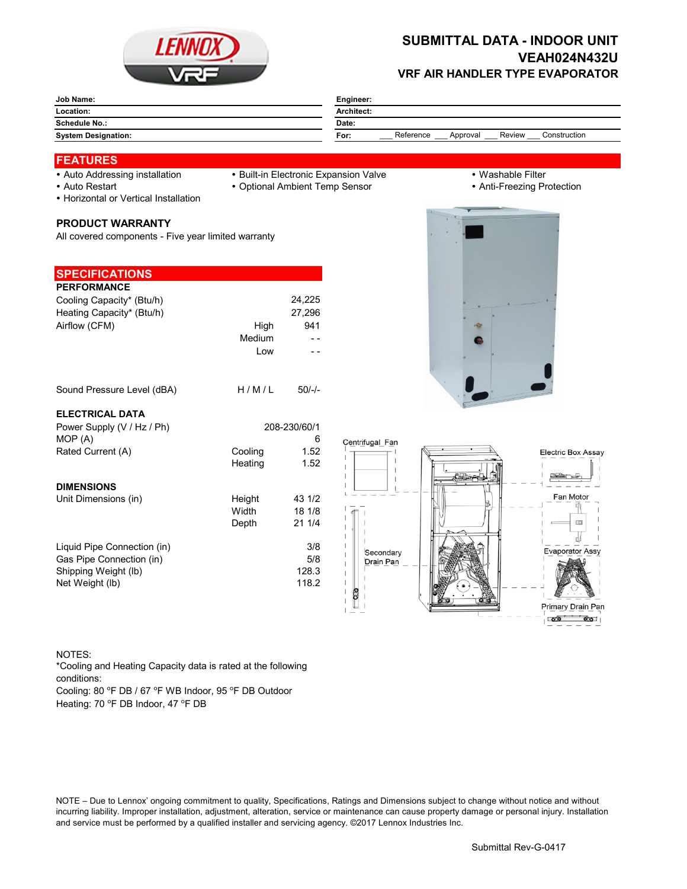# SUBMITTAL DATA - INDOOR UNIT
# VEAH024N432U
## VRF AIR HANDLER TYPE EVAPORATOR

| Job Name: | Engineer: |
|---|---|
| Location: | Architect: |
| Schedule No.: | Date: |
| System Designation: | For: ___ Reference ___ Approval ___ Review ___ Construction |

## FEATURES

- Auto Addressing installation
- Auto Restart
- Horizontal or Vertical Installation
- Built-in Electronic Expansion Valve
- Optional Ambient Temp Sensor
- Washable Filter
- Anti-Freezing Protection

### PRODUCT WARRANTY

All covered components - Five year limited warranty

## SPECIFICATIONS

### PERFORMANCE

| | | |
|---|---|---|
| Cooling Capacity* (Btu/h) | | 24,225 |
| Heating Capacity* (Btu/h) | | 27,296 |
| Airflow (CFM) | High | 941 |
| | Medium | - - |
| | Low | - - |
| Sound Pressure Level (dBA) | H / M / L | 50/-/- |

### ELECTRICAL DATA

| | | |
|---|---|---|
| Power Supply (V / Hz / Ph) | | 208-230/60/1 |
| MOP (A) | | 6 |
| Rated Current (A) | Cooling | 1.52 |
| | Heating | 1.52 |

### DIMENSIONS

| | | |
|---|---|---|
| Unit Dimensions (in) | Height | 43 1/2 |
| | Width | 18 1/8 |
| | Depth | 21 1/4 |
| Liquid Pipe Connection (in) | | 3/8 |
| Gas Pipe Connection (in) | | 5/8 |
| Shipping Weight (lb) | | 128.3 |
| Net Weight (lb) | | 118.2 |

Centrifugal Fan

Electric Box Assy

Fan Motor

Secondary Drain Pan

Evaporator Assy

Primary Drain Pan

NOTES:
*Cooling and Heating Capacity data is rated at the following conditions:
Cooling: 80 °F DB / 67 °F WB Indoor, 95 °F DB Outdoor
Heating: 70 °F DB Indoor, 47 °F DB

NOTE – Due to Lennox' ongoing commitment to quality, Specifications, Ratings and Dimensions subject to change without notice and without incurring liability. Improper installation, adjustment, alteration, service or maintenance can cause property damage or personal injury. Installation and service must be performed by a qualified installer and servicing agency. ©2017 Lennox Industries Inc.

Submittal Rev-G-0417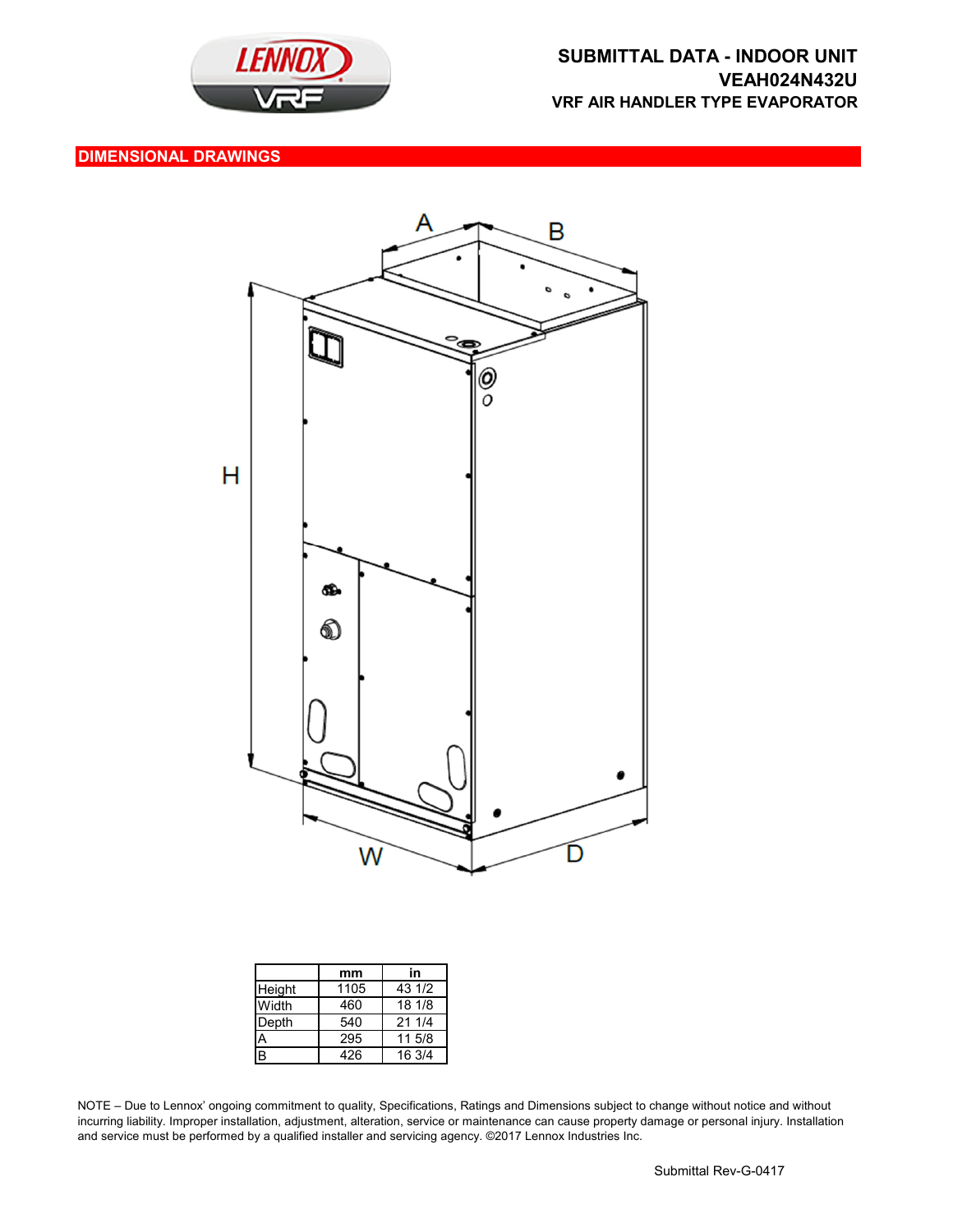# SUBMITTAL DATA - INDOOR UNIT

## VEAH024N432U

### VRF AIR HANDLER TYPE EVAPORATOR

## DIMENSIONAL DRAWINGS

A

B

H

W

D

| | mm | in |
|---|---|---|
| Height | 1105 | 43 1/2 |
| Width | 460 | 18 1/8 |
| Depth | 540 | 21 1/4 |
| A | 295 | 11 5/8 |
| B | 426 | 16 3/4 |

NOTE – Due to Lennox' ongoing commitment to quality, Specifications, Ratings and Dimensions subject to change without notice and without incurring liability. Improper installation, adjustment, alteration, service or maintenance can cause property damage or personal injury. Installation and service must be performed by a qualified installer and servicing agency. ©2017 Lennox Industries Inc.

Submittal Rev-G-0417